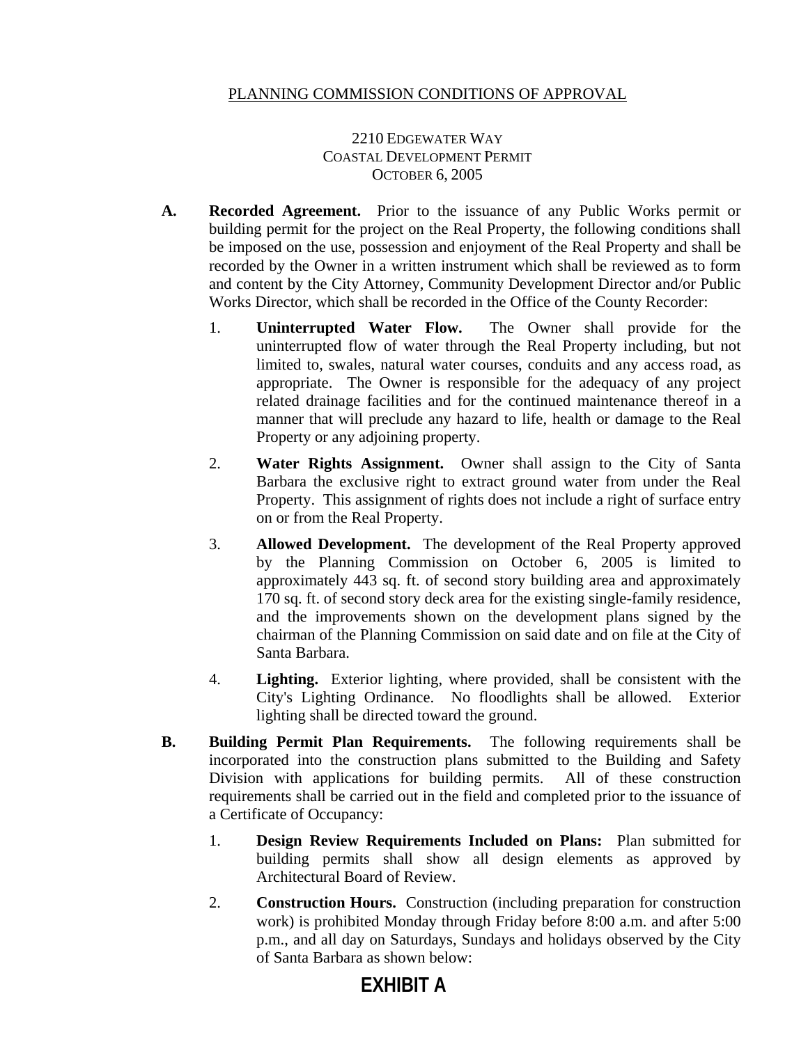PLANNING COMMISSION CONDITIONS OF APPROVAL

2210 EDGEWATER WAY
COASTAL DEVELOPMENT PERMIT
OCTOBER 6, 2005

**A. Recorded Agreement.** Prior to the issuance of any Public Works permit or building permit for the project on the Real Property, the following conditions shall be imposed on the use, possession and enjoyment of the Real Property and shall be recorded by the Owner in a written instrument which shall be reviewed as to form and content by the City Attorney, Community Development Director and/or Public Works Director, which shall be recorded in the Office of the County Recorder:

1. **Uninterrupted Water Flow.** The Owner shall provide for the uninterrupted flow of water through the Real Property including, but not limited to, swales, natural water courses, conduits and any access road, as appropriate. The Owner is responsible for the adequacy of any project related drainage facilities and for the continued maintenance thereof in a manner that will preclude any hazard to life, health or damage to the Real Property or any adjoining property.

2. **Water Rights Assignment.** Owner shall assign to the City of Santa Barbara the exclusive right to extract ground water from under the Real Property. This assignment of rights does not include a right of surface entry on or from the Real Property.

3. **Allowed Development.** The development of the Real Property approved by the Planning Commission on October 6, 2005 is limited to approximately 443 sq. ft. of second story building area and approximately 170 sq. ft. of second story deck area for the existing single-family residence, and the improvements shown on the development plans signed by the chairman of the Planning Commission on said date and on file at the City of Santa Barbara.

4. **Lighting.** Exterior lighting, where provided, shall be consistent with the City's Lighting Ordinance. No floodlights shall be allowed. Exterior lighting shall be directed toward the ground.

**B. Building Permit Plan Requirements.** The following requirements shall be incorporated into the construction plans submitted to the Building and Safety Division with applications for building permits. All of these construction requirements shall be carried out in the field and completed prior to the issuance of a Certificate of Occupancy:

1. **Design Review Requirements Included on Plans:** Plan submitted for building permits shall show all design elements as approved by Architectural Board of Review.

2. **Construction Hours.** Construction (including preparation for construction work) is prohibited Monday through Friday before 8:00 a.m. and after 5:00 p.m., and all day on Saturdays, Sundays and holidays observed by the City of Santa Barbara as shown below:

**EXHIBIT A**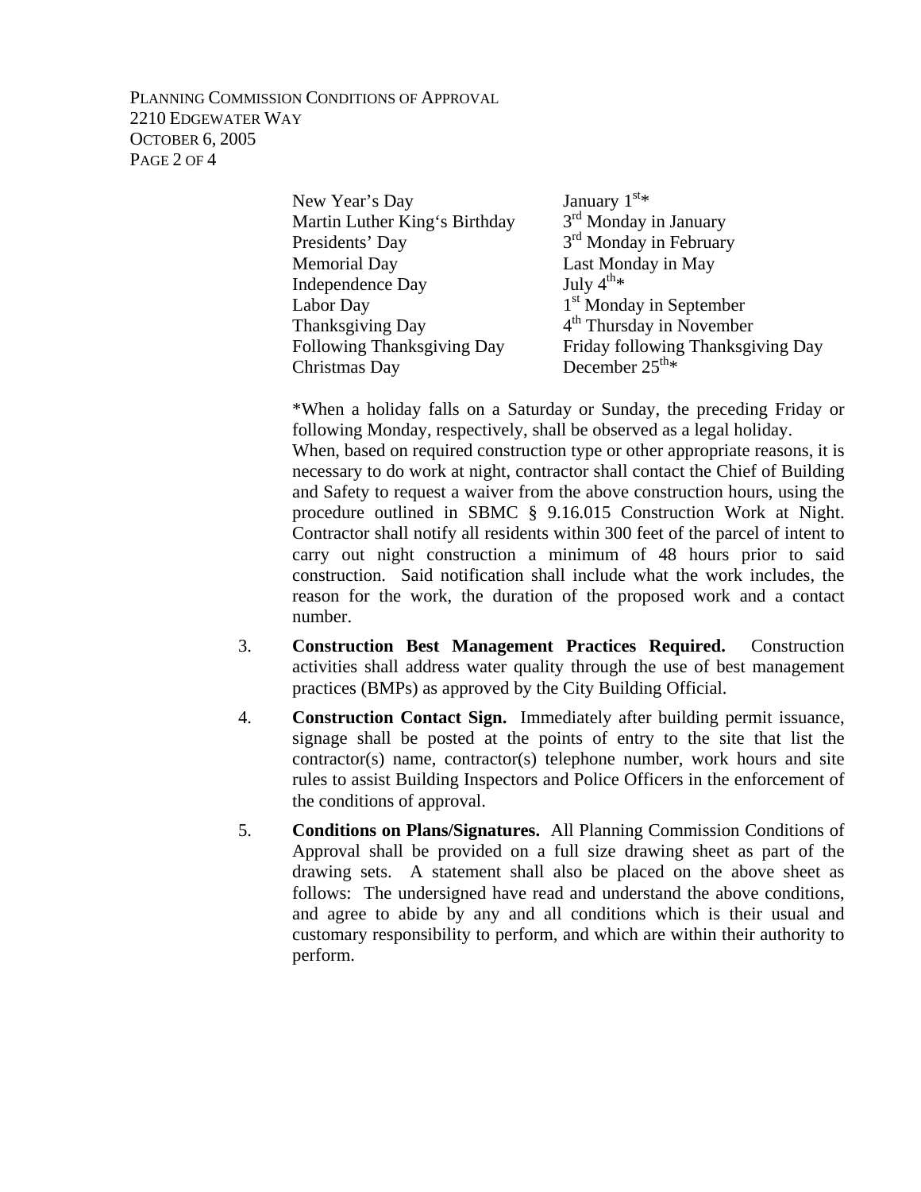| | |
|---|---|
| New Year's Day | January 1st* |
| Martin Luther King's Birthday | 3rd Monday in January |
| Presidents' Day | 3rd Monday in February |
| Memorial Day | Last Monday in May |
| Independence Day | July 4th* |
| Labor Day | 1st Monday in September |
| Thanksgiving Day | 4th Thursday in November |
| Following Thanksgiving Day | Friday following Thanksgiving Day |
| Christmas Day | December 25th* |

*When a holiday falls on a Saturday or Sunday, the preceding Friday or following Monday, respectively, shall be observed as a legal holiday.

When, based on required construction type or other appropriate reasons, it is necessary to do work at night, contractor shall contact the Chief of Building and Safety to request a waiver from the above construction hours, using the procedure outlined in SBMC § 9.16.015 Construction Work at Night. Contractor shall notify all residents within 300 feet of the parcel of intent to carry out night construction a minimum of 48 hours prior to said construction. Said notification shall include what the work includes, the reason for the work, the duration of the proposed work and a contact number.

3. **Construction Best Management Practices Required.** Construction activities shall address water quality through the use of best management practices (BMPs) as approved by the City Building Official.

4. **Construction Contact Sign.** Immediately after building permit issuance, signage shall be posted at the points of entry to the site that list the contractor(s) name, contractor(s) telephone number, work hours and site rules to assist Building Inspectors and Police Officers in the enforcement of the conditions of approval.

5. **Conditions on Plans/Signatures.** All Planning Commission Conditions of Approval shall be provided on a full size drawing sheet as part of the drawing sets. A statement shall also be placed on the above sheet as follows: The undersigned have read and understand the above conditions, and agree to abide by any and all conditions which is their usual and customary responsibility to perform, and which are within their authority to perform.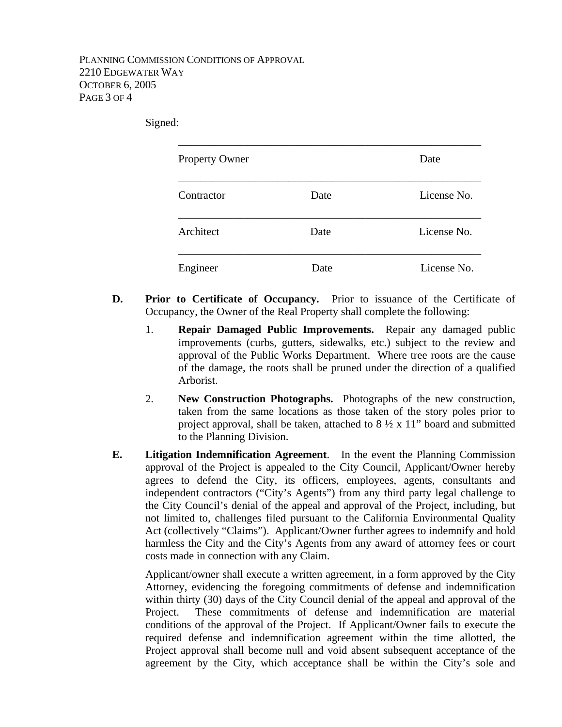Signed:

\_\_\_\_\_\_\_\_\_\_\_\_\_\_\_\_\_\_\_\_\_\_\_\_\_\_\_\_\_\_\_\_\_\_\_\_\_\_\_\_\_\_\_\_\_\_\_\_\_\_\_\_\_

Property Owner Date

\_\_\_\_\_\_\_\_\_\_\_\_\_\_\_\_\_\_\_\_\_\_\_\_\_\_\_\_\_\_\_\_\_\_\_\_\_\_\_\_\_\_\_\_\_\_\_\_\_\_\_\_\_

Contractor Date License No.

\_\_\_\_\_\_\_\_\_\_\_\_\_\_\_\_\_\_\_\_\_\_\_\_\_\_\_\_\_\_\_\_\_\_\_\_\_\_\_\_\_\_\_\_\_\_\_\_\_\_\_\_\_

Architect Date License No.

\_\_\_\_\_\_\_\_\_\_\_\_\_\_\_\_\_\_\_\_\_\_\_\_\_\_\_\_\_\_\_\_\_\_\_\_\_\_\_\_\_\_\_\_\_\_\_\_\_\_\_\_\_

Engineer Date License No.

**D. Prior to Certificate of Occupancy.** Prior to issuance of the Certificate of Occupancy, the Owner of the Real Property shall complete the following:

1. **Repair Damaged Public Improvements.** Repair any damaged public improvements (curbs, gutters, sidewalks, etc.) subject to the review and approval of the Public Works Department. Where tree roots are the cause of the damage, the roots shall be pruned under the direction of a qualified Arborist.

2. **New Construction Photographs.** Photographs of the new construction, taken from the same locations as those taken of the story poles prior to project approval, shall be taken, attached to 8 ½ x 11" board and submitted to the Planning Division.

**E. Litigation Indemnification Agreement**. In the event the Planning Commission approval of the Project is appealed to the City Council, Applicant/Owner hereby agrees to defend the City, its officers, employees, agents, consultants and independent contractors ("City's Agents") from any third party legal challenge to the City Council's denial of the appeal and approval of the Project, including, but not limited to, challenges filed pursuant to the California Environmental Quality Act (collectively "Claims"). Applicant/Owner further agrees to indemnify and hold harmless the City and the City's Agents from any award of attorney fees or court costs made in connection with any Claim.

Applicant/owner shall execute a written agreement, in a form approved by the City Attorney, evidencing the foregoing commitments of defense and indemnification within thirty (30) days of the City Council denial of the appeal and approval of the Project. These commitments of defense and indemnification are material conditions of the approval of the Project. If Applicant/Owner fails to execute the required defense and indemnification agreement within the time allotted, the Project approval shall become null and void absent subsequent acceptance of the agreement by the City, which acceptance shall be within the City's sole and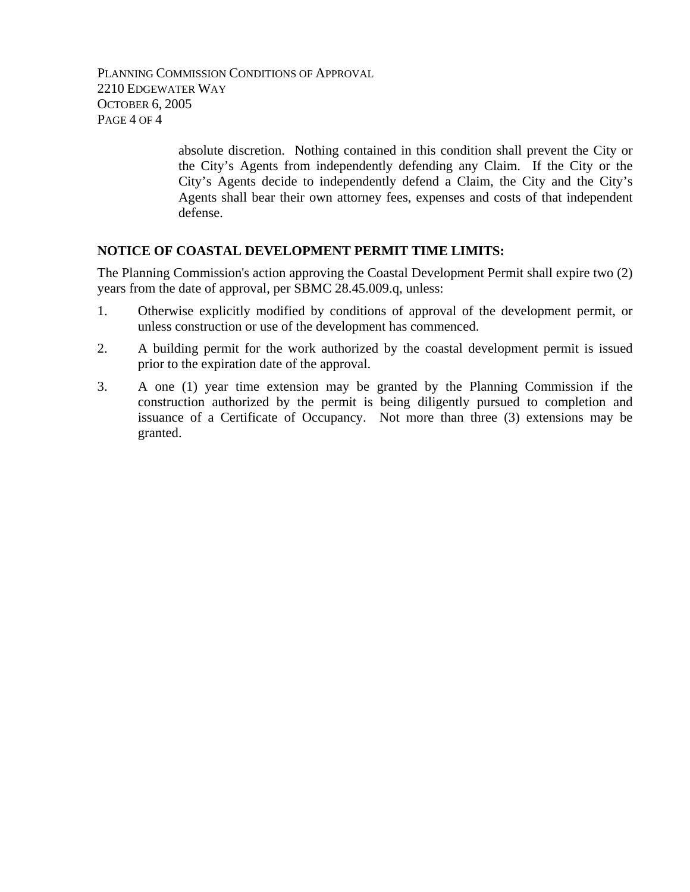absolute discretion. Nothing contained in this condition shall prevent the City or the City's Agents from independently defending any Claim. If the City or the City's Agents decide to independently defend a Claim, the City and the City's Agents shall bear their own attorney fees, expenses and costs of that independent defense.

**NOTICE OF COASTAL DEVELOPMENT PERMIT TIME LIMITS:**

The Planning Commission's action approving the Coastal Development Permit shall expire two (2) years from the date of approval, per SBMC 28.45.009.q, unless:

1. Otherwise explicitly modified by conditions of approval of the development permit, or unless construction or use of the development has commenced.
2. A building permit for the work authorized by the coastal development permit is issued prior to the expiration date of the approval.
3. A one (1) year time extension may be granted by the Planning Commission if the construction authorized by the permit is being diligently pursued to completion and issuance of a Certificate of Occupancy. Not more than three (3) extensions may be granted.